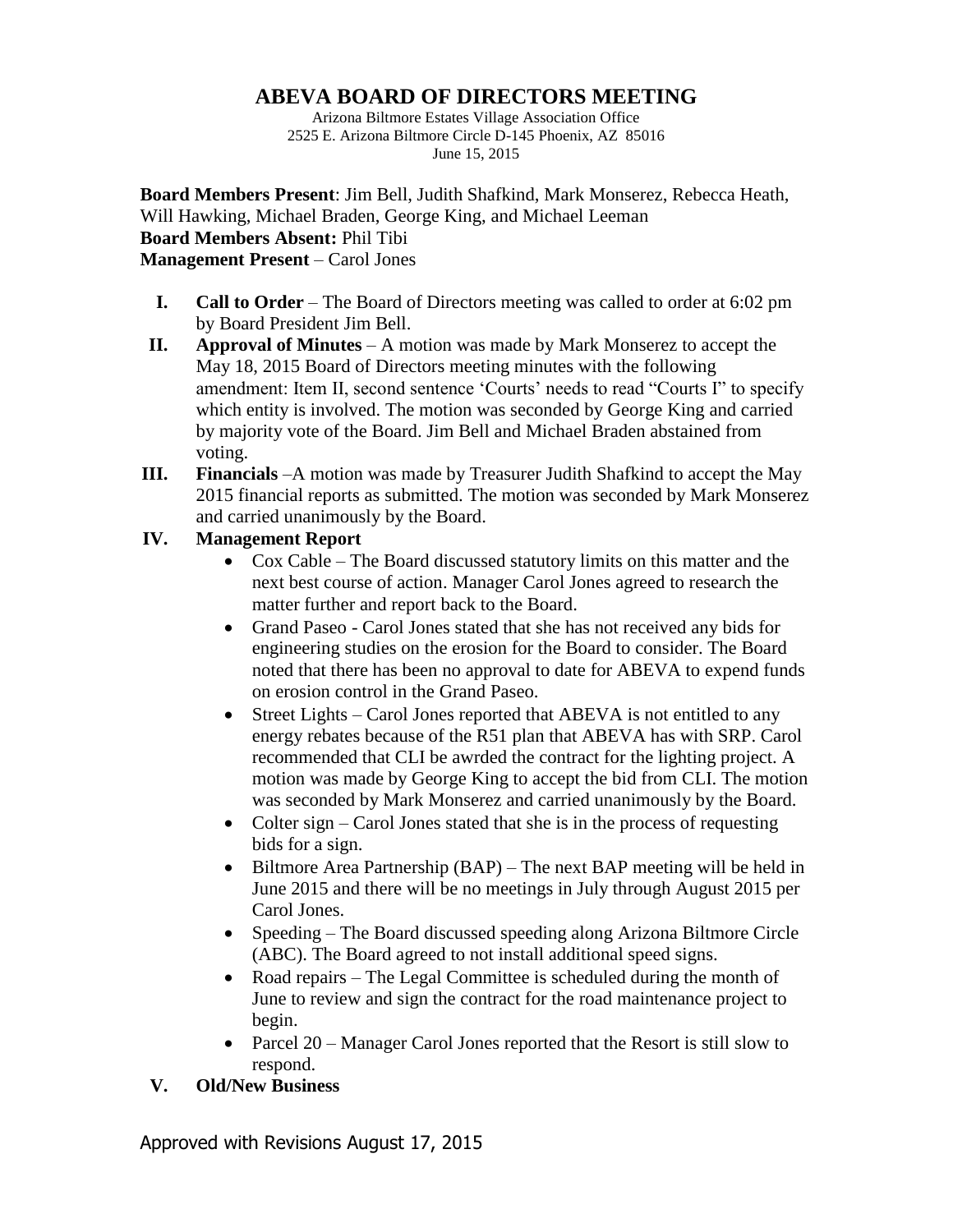# ABEVA BOARD OF DIRECTORS MEETING

Arizona Biltmore Estates Village Association Office
2525 E. Arizona Biltmore Circle D-145 Phoenix, AZ 85016
June 15, 2015

**Board Members Present**: Jim Bell, Judith Shafkind, Mark Monserez, Rebecca Heath, Will Hawking, Michael Braden, George King, and Michael Leeman
**Board Members Absent:** Phil Tibi
**Management Present** – Carol Jones

I. **Call to Order** – The Board of Directors meeting was called to order at 6:02 pm by Board President Jim Bell.

II. **Approval of Minutes** – A motion was made by Mark Monserez to accept the May 18, 2015 Board of Directors meeting minutes with the following amendment: Item II, second sentence 'Courts' needs to read "Courts I" to specify which entity is involved. The motion was seconded by George King and carried by majority vote of the Board. Jim Bell and Michael Braden abstained from voting.

III. **Financials** –A motion was made by Treasurer Judith Shafkind to accept the May 2015 financial reports as submitted. The motion was seconded by Mark Monserez and carried unanimously by the Board.

IV. **Management Report**
   - Cox Cable – The Board discussed statutory limits on this matter and the next best course of action. Manager Carol Jones agreed to research the matter further and report back to the Board.
   - Grand Paseo - Carol Jones stated that she has not received any bids for engineering studies on the erosion for the Board to consider. The Board noted that there has been no approval to date for ABEVA to expend funds on erosion control in the Grand Paseo.
   - Street Lights – Carol Jones reported that ABEVA is not entitled to any energy rebates because of the R51 plan that ABEVA has with SRP. Carol recommended that CLI be awrded the contract for the lighting project. A motion was made by George King to accept the bid from CLI. The motion was seconded by Mark Monserez and carried unanimously by the Board.
   - Colter sign – Carol Jones stated that she is in the process of requesting bids for a sign.
   - Biltmore Area Partnership (BAP) – The next BAP meeting will be held in June 2015 and there will be no meetings in July through August 2015 per Carol Jones.
   - Speeding – The Board discussed speeding along Arizona Biltmore Circle (ABC). The Board agreed to not install additional speed signs.
   - Road repairs – The Legal Committee is scheduled during the month of June to review and sign the contract for the road maintenance project to begin.
   - Parcel 20 – Manager Carol Jones reported that the Resort is still slow to respond.

V. **Old/New Business**

Approved with Revisions August 17, 2015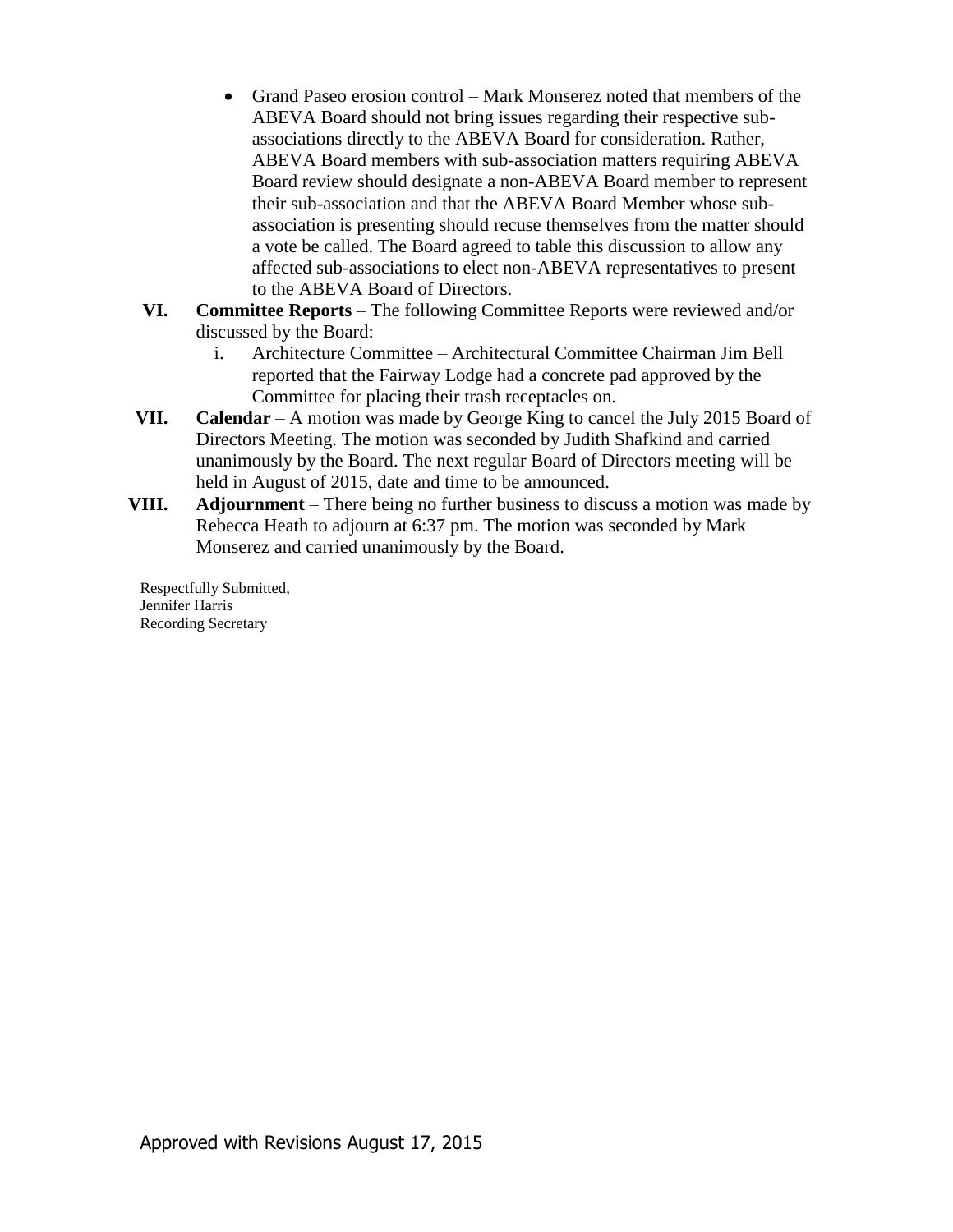- Grand Paseo erosion control – Mark Monserez noted that members of the ABEVA Board should not bring issues regarding their respective sub-associations directly to the ABEVA Board for consideration. Rather, ABEVA Board members with sub-association matters requiring ABEVA Board review should designate a non-ABEVA Board member to represent their sub-association and that the ABEVA Board Member whose sub-association is presenting should recuse themselves from the matter should a vote be called. The Board agreed to table this discussion to allow any affected sub-associations to elect non-ABEVA representatives to present to the ABEVA Board of Directors.

VI. **Committee Reports** – The following Committee Reports were reviewed and/or discussed by the Board:

   i. Architecture Committee – Architectural Committee Chairman Jim Bell reported that the Fairway Lodge had a concrete pad approved by the Committee for placing their trash receptacles on.

VII. **Calendar** – A motion was made by George King to cancel the July 2015 Board of Directors Meeting. The motion was seconded by Judith Shafkind and carried unanimously by the Board. The next regular Board of Directors meeting will be held in August of 2015, date and time to be announced.

VIII. **Adjournment** – There being no further business to discuss a motion was made by Rebecca Heath to adjourn at 6:37 pm. The motion was seconded by Mark Monserez and carried unanimously by the Board.

Respectfully Submitted,
Jennifer Harris
Recording Secretary

Approved with Revisions August 17, 2015